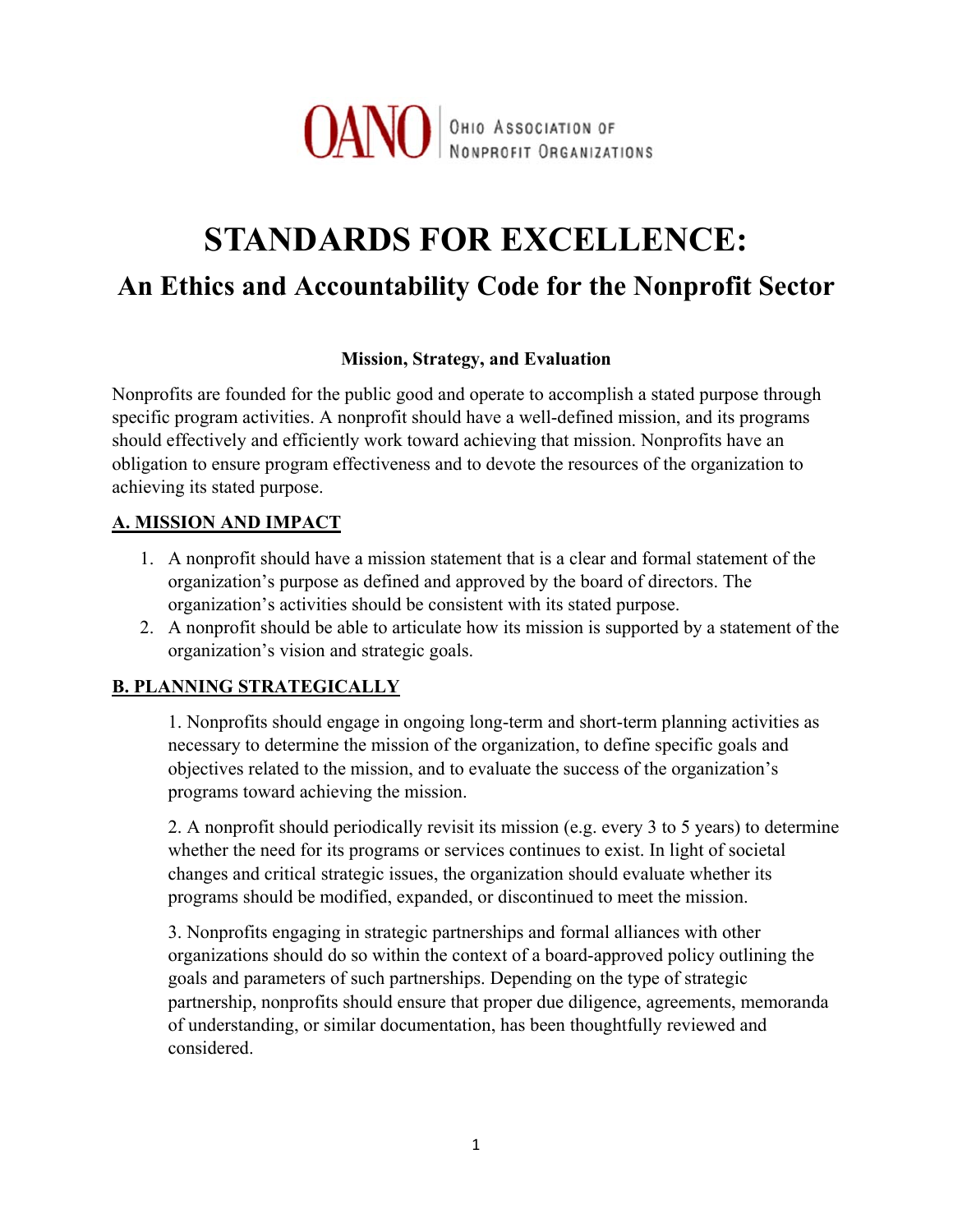OANO | Ohio Association of Nonprofit Organizations

# STANDARDS FOR EXCELLENCE:

## An Ethics and Accountability Code for the Nonprofit Sector

**Mission, Strategy, and Evaluation**

Nonprofits are founded for the public good and operate to accomplish a stated purpose through specific program activities. A nonprofit should have a well-defined mission, and its programs should effectively and efficiently work toward achieving that mission. Nonprofits have an obligation to ensure program effectiveness and to devote the resources of the organization to achieving its stated purpose.

### A. MISSION AND IMPACT

1. A nonprofit should have a mission statement that is a clear and formal statement of the organization's purpose as defined and approved by the board of directors. The organization's activities should be consistent with its stated purpose.
2. A nonprofit should be able to articulate how its mission is supported by a statement of the organization's vision and strategic goals.

### B. PLANNING STRATEGICALLY

1. Nonprofits should engage in ongoing long-term and short-term planning activities as necessary to determine the mission of the organization, to define specific goals and objectives related to the mission, and to evaluate the success of the organization's programs toward achieving the mission.

2. A nonprofit should periodically revisit its mission (e.g. every 3 to 5 years) to determine whether the need for its programs or services continues to exist. In light of societal changes and critical strategic issues, the organization should evaluate whether its programs should be modified, expanded, or discontinued to meet the mission.

3. Nonprofits engaging in strategic partnerships and formal alliances with other organizations should do so within the context of a board-approved policy outlining the goals and parameters of such partnerships. Depending on the type of strategic partnership, nonprofits should ensure that proper due diligence, agreements, memoranda of understanding, or similar documentation, has been thoughtfully reviewed and considered.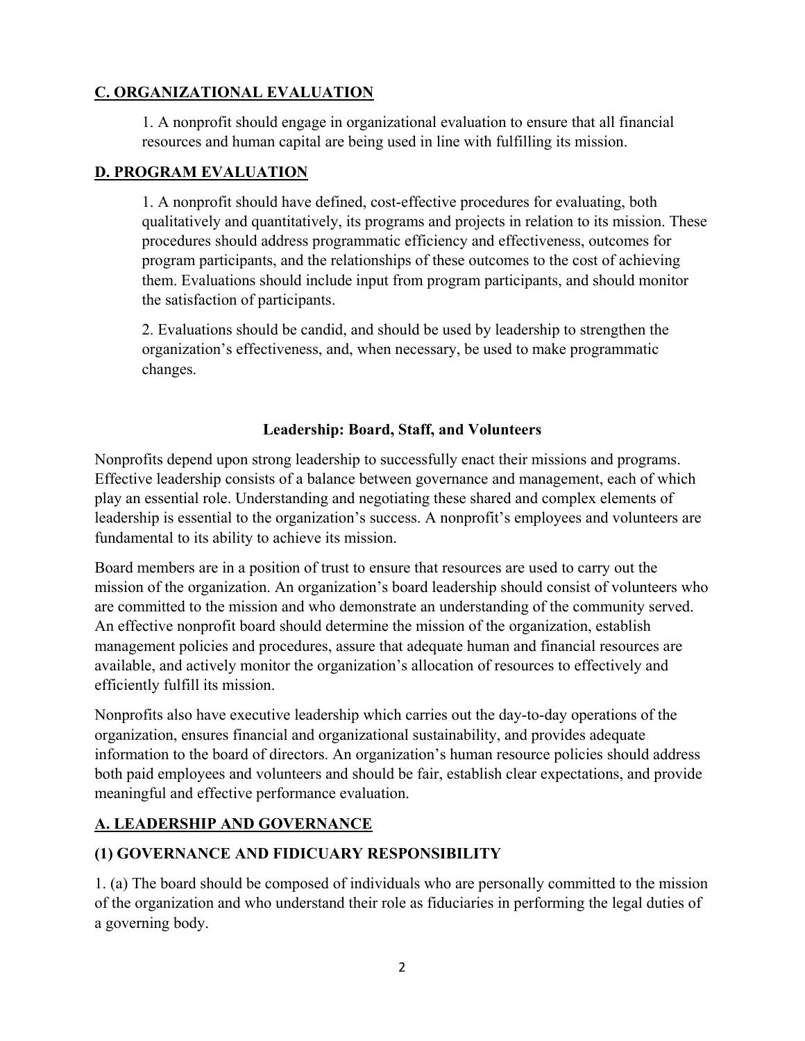## C. ORGANIZATIONAL EVALUATION

1. A nonprofit should engage in organizational evaluation to ensure that all financial resources and human capital are being used in line with fulfilling its mission.

## D. PROGRAM EVALUATION

1. A nonprofit should have defined, cost-effective procedures for evaluating, both qualitatively and quantitatively, its programs and projects in relation to its mission. These procedures should address programmatic efficiency and effectiveness, outcomes for program participants, and the relationships of these outcomes to the cost of achieving them. Evaluations should include input from program participants, and should monitor the satisfaction of participants.

2. Evaluations should be candid, and should be used by leadership to strengthen the organization's effectiveness, and, when necessary, be used to make programmatic changes.

# Leadership: Board, Staff, and Volunteers

Nonprofits depend upon strong leadership to successfully enact their missions and programs. Effective leadership consists of a balance between governance and management, each of which play an essential role. Understanding and negotiating these shared and complex elements of leadership is essential to the organization's success. A nonprofit's employees and volunteers are fundamental to its ability to achieve its mission.

Board members are in a position of trust to ensure that resources are used to carry out the mission of the organization. An organization's board leadership should consist of volunteers who are committed to the mission and who demonstrate an understanding of the community served. An effective nonprofit board should determine the mission of the organization, establish management policies and procedures, assure that adequate human and financial resources are available, and actively monitor the organization's allocation of resources to effectively and efficiently fulfill its mission.

Nonprofits also have executive leadership which carries out the day-to-day operations of the organization, ensures financial and organizational sustainability, and provides adequate information to the board of directors. An organization's human resource policies should address both paid employees and volunteers and should be fair, establish clear expectations, and provide meaningful and effective performance evaluation.

## A. LEADERSHIP AND GOVERNANCE

### (1) GOVERNANCE AND FIDUCIARY RESPONSIBILITY

1. (a) The board should be composed of individuals who are personally committed to the mission of the organization and who understand their role as fiduciaries in performing the legal duties of a governing body.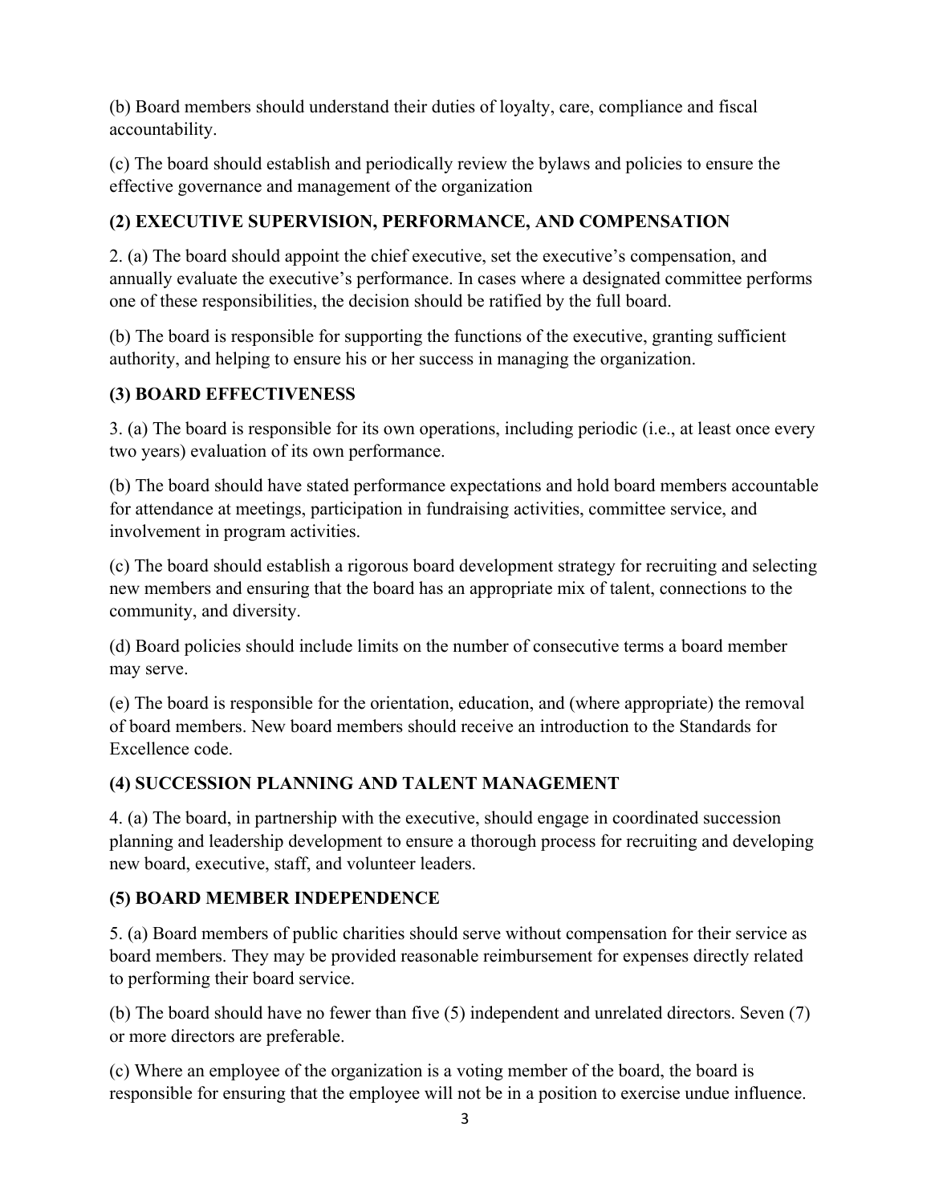(b) Board members should understand their duties of loyalty, care, compliance and fiscal accountability.

(c) The board should establish and periodically review the bylaws and policies to ensure the effective governance and management of the organization

### (2) EXECUTIVE SUPERVISION, PERFORMANCE, AND COMPENSATION

2. (a) The board should appoint the chief executive, set the executive's compensation, and annually evaluate the executive's performance. In cases where a designated committee performs one of these responsibilities, the decision should be ratified by the full board.

(b) The board is responsible for supporting the functions of the executive, granting sufficient authority, and helping to ensure his or her success in managing the organization.

### (3) BOARD EFFECTIVENESS

3. (a) The board is responsible for its own operations, including periodic (i.e., at least once every two years) evaluation of its own performance.

(b) The board should have stated performance expectations and hold board members accountable for attendance at meetings, participation in fundraising activities, committee service, and involvement in program activities.

(c) The board should establish a rigorous board development strategy for recruiting and selecting new members and ensuring that the board has an appropriate mix of talent, connections to the community, and diversity.

(d) Board policies should include limits on the number of consecutive terms a board member may serve.

(e) The board is responsible for the orientation, education, and (where appropriate) the removal of board members. New board members should receive an introduction to the Standards for Excellence code.

### (4) SUCCESSION PLANNING AND TALENT MANAGEMENT

4. (a) The board, in partnership with the executive, should engage in coordinated succession planning and leadership development to ensure a thorough process for recruiting and developing new board, executive, staff, and volunteer leaders.

### (5) BOARD MEMBER INDEPENDENCE

5. (a) Board members of public charities should serve without compensation for their service as board members. They may be provided reasonable reimbursement for expenses directly related to performing their board service.

(b) The board should have no fewer than five (5) independent and unrelated directors. Seven (7) or more directors are preferable.

(c) Where an employee of the organization is a voting member of the board, the board is responsible for ensuring that the employee will not be in a position to exercise undue influence.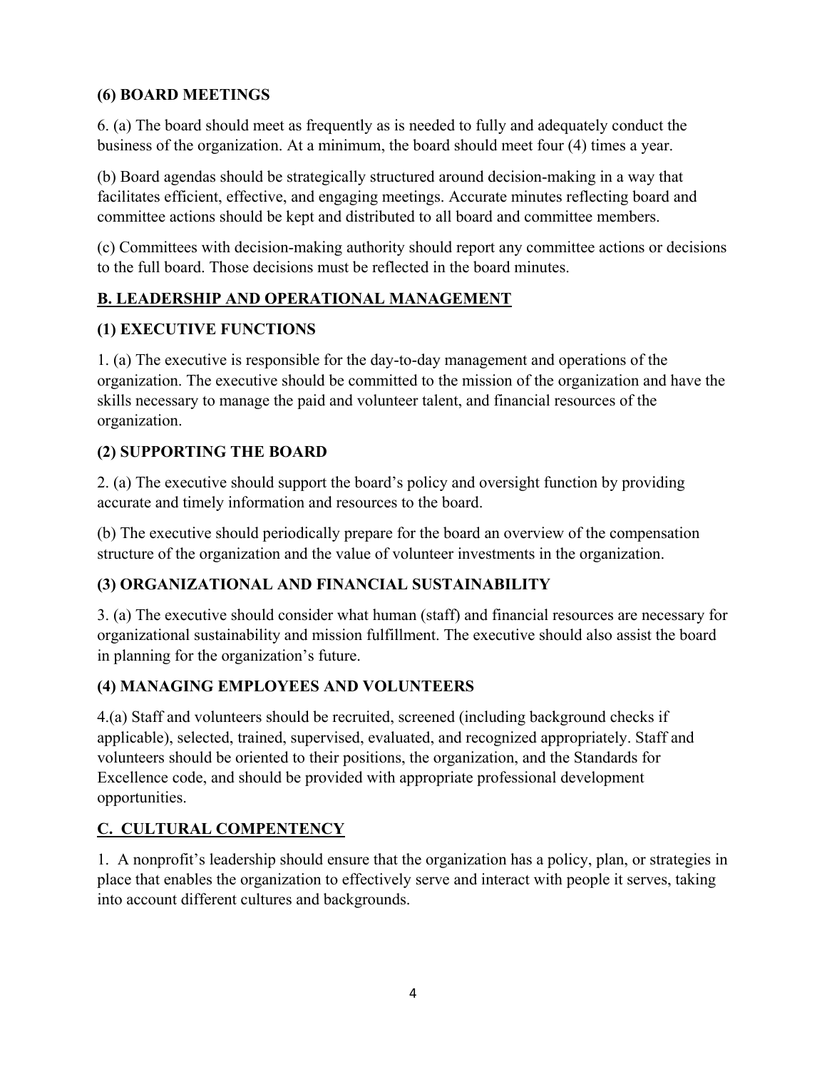### (6) BOARD MEETINGS

6. (a) The board should meet as frequently as is needed to fully and adequately conduct the business of the organization. At a minimum, the board should meet four (4) times a year.

(b) Board agendas should be strategically structured around decision-making in a way that facilitates efficient, effective, and engaging meetings. Accurate minutes reflecting board and committee actions should be kept and distributed to all board and committee members.

(c) Committees with decision-making authority should report any committee actions or decisions to the full board. Those decisions must be reflected in the board minutes.

## B. LEADERSHIP AND OPERATIONAL MANAGEMENT

### (1) EXECUTIVE FUNCTIONS

1. (a) The executive is responsible for the day-to-day management and operations of the organization. The executive should be committed to the mission of the organization and have the skills necessary to manage the paid and volunteer talent, and financial resources of the organization.

### (2) SUPPORTING THE BOARD

2. (a) The executive should support the board's policy and oversight function by providing accurate and timely information and resources to the board.

(b) The executive should periodically prepare for the board an overview of the compensation structure of the organization and the value of volunteer investments in the organization.

### (3) ORGANIZATIONAL AND FINANCIAL SUSTAINABILITY

3. (a) The executive should consider what human (staff) and financial resources are necessary for organizational sustainability and mission fulfillment. The executive should also assist the board in planning for the organization's future.

### (4) MANAGING EMPLOYEES AND VOLUNTEERS

4.(a) Staff and volunteers should be recruited, screened (including background checks if applicable), selected, trained, supervised, evaluated, and recognized appropriately. Staff and volunteers should be oriented to their positions, the organization, and the Standards for Excellence code, and should be provided with appropriate professional development opportunities.

## C. CULTURAL COMPENTENCY

1. A nonprofit's leadership should ensure that the organization has a policy, plan, or strategies in place that enables the organization to effectively serve and interact with people it serves, taking into account different cultures and backgrounds.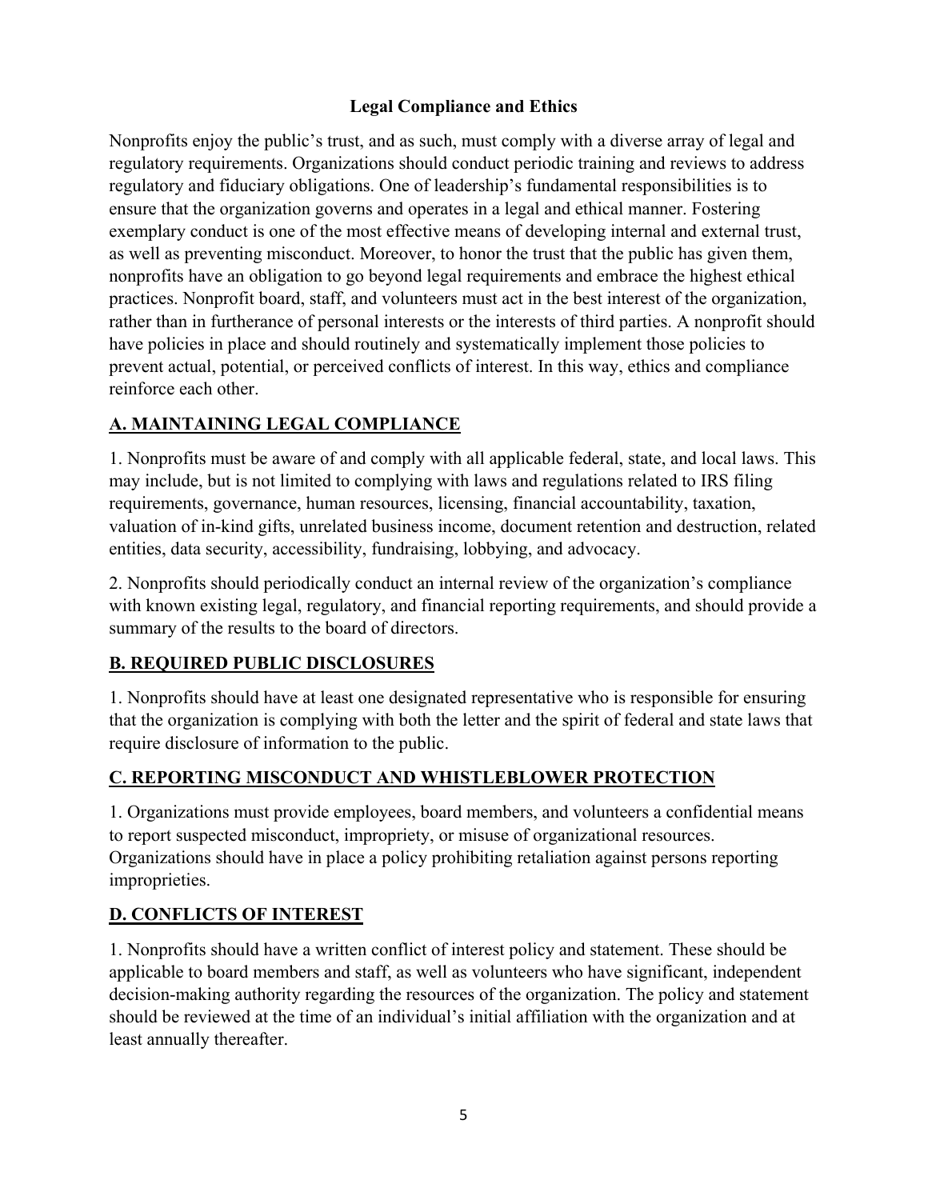## Legal Compliance and Ethics

Nonprofits enjoy the public's trust, and as such, must comply with a diverse array of legal and regulatory requirements. Organizations should conduct periodic training and reviews to address regulatory and fiduciary obligations. One of leadership's fundamental responsibilities is to ensure that the organization governs and operates in a legal and ethical manner. Fostering exemplary conduct is one of the most effective means of developing internal and external trust, as well as preventing misconduct. Moreover, to honor the trust that the public has given them, nonprofits have an obligation to go beyond legal requirements and embrace the highest ethical practices. Nonprofit board, staff, and volunteers must act in the best interest of the organization, rather than in furtherance of personal interests or the interests of third parties. A nonprofit should have policies in place and should routinely and systematically implement those policies to prevent actual, potential, or perceived conflicts of interest. In this way, ethics and compliance reinforce each other.

### A. MAINTAINING LEGAL COMPLIANCE

1. Nonprofits must be aware of and comply with all applicable federal, state, and local laws. This may include, but is not limited to complying with laws and regulations related to IRS filing requirements, governance, human resources, licensing, financial accountability, taxation, valuation of in-kind gifts, unrelated business income, document retention and destruction, related entities, data security, accessibility, fundraising, lobbying, and advocacy.

2. Nonprofits should periodically conduct an internal review of the organization's compliance with known existing legal, regulatory, and financial reporting requirements, and should provide a summary of the results to the board of directors.

### B. REQUIRED PUBLIC DISCLOSURES

1. Nonprofits should have at least one designated representative who is responsible for ensuring that the organization is complying with both the letter and the spirit of federal and state laws that require disclosure of information to the public.

### C. REPORTING MISCONDUCT AND WHISTLEBLOWER PROTECTION

1. Organizations must provide employees, board members, and volunteers a confidential means to report suspected misconduct, impropriety, or misuse of organizational resources. Organizations should have in place a policy prohibiting retaliation against persons reporting improprieties.

### D. CONFLICTS OF INTEREST

1. Nonprofits should have a written conflict of interest policy and statement. These should be applicable to board members and staff, as well as volunteers who have significant, independent decision-making authority regarding the resources of the organization. The policy and statement should be reviewed at the time of an individual's initial affiliation with the organization and at least annually thereafter.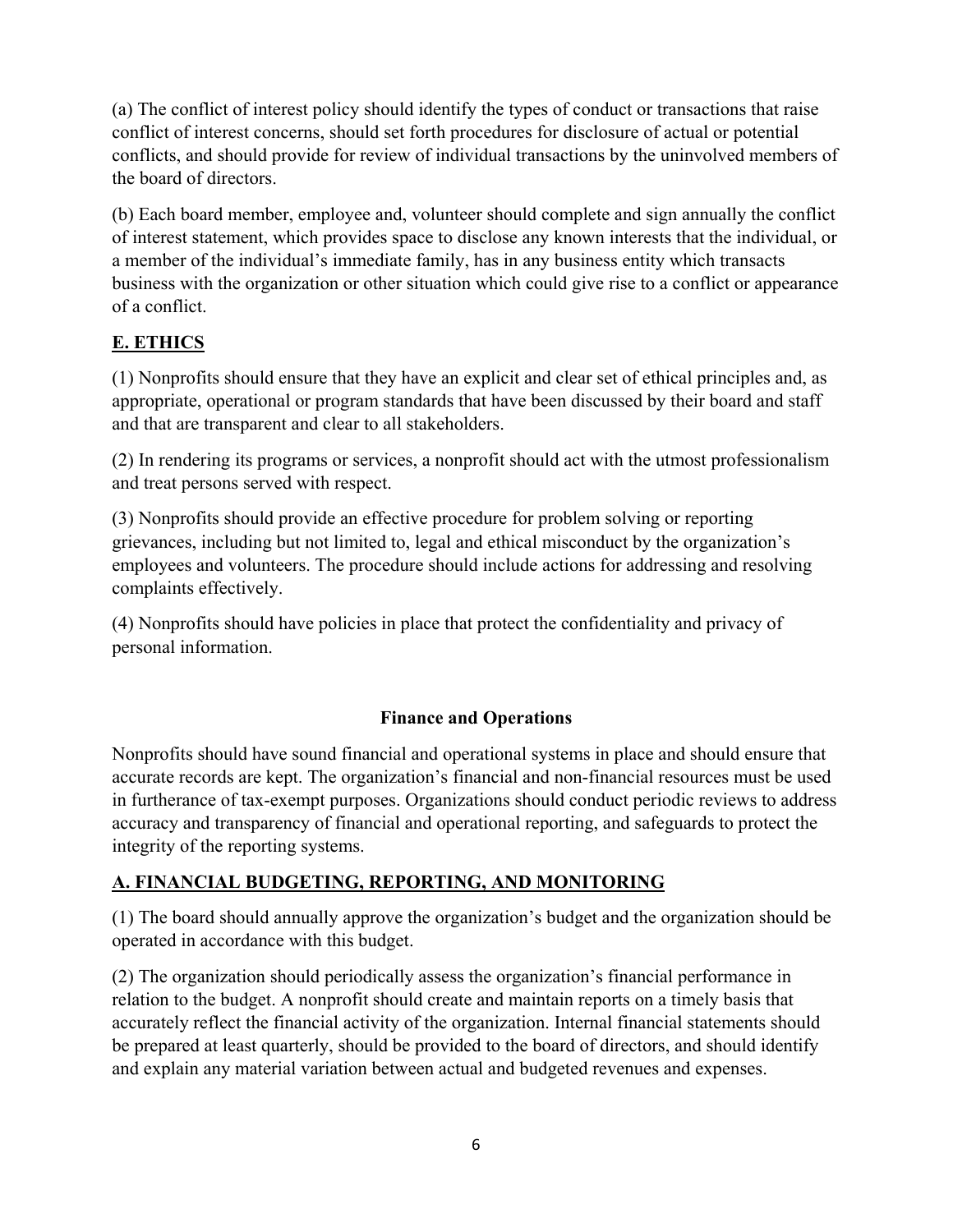(a) The conflict of interest policy should identify the types of conduct or transactions that raise conflict of interest concerns, should set forth procedures for disclosure of actual or potential conflicts, and should provide for review of individual transactions by the uninvolved members of the board of directors.

(b) Each board member, employee and, volunteer should complete and sign annually the conflict of interest statement, which provides space to disclose any known interests that the individual, or a member of the individual's immediate family, has in any business entity which transacts business with the organization or other situation which could give rise to a conflict or appearance of a conflict.

## E. ETHICS

(1) Nonprofits should ensure that they have an explicit and clear set of ethical principles and, as appropriate, operational or program standards that have been discussed by their board and staff and that are transparent and clear to all stakeholders.

(2) In rendering its programs or services, a nonprofit should act with the utmost professionalism and treat persons served with respect.

(3) Nonprofits should provide an effective procedure for problem solving or reporting grievances, including but not limited to, legal and ethical misconduct by the organization's employees and volunteers. The procedure should include actions for addressing and resolving complaints effectively.

(4) Nonprofits should have policies in place that protect the confidentiality and privacy of personal information.

# Finance and Operations

Nonprofits should have sound financial and operational systems in place and should ensure that accurate records are kept. The organization's financial and non-financial resources must be used in furtherance of tax-exempt purposes. Organizations should conduct periodic reviews to address accuracy and transparency of financial and operational reporting, and safeguards to protect the integrity of the reporting systems.

## A. FINANCIAL BUDGETING, REPORTING, AND MONITORING

(1) The board should annually approve the organization's budget and the organization should be operated in accordance with this budget.

(2) The organization should periodically assess the organization's financial performance in relation to the budget. A nonprofit should create and maintain reports on a timely basis that accurately reflect the financial activity of the organization. Internal financial statements should be prepared at least quarterly, should be provided to the board of directors, and should identify and explain any material variation between actual and budgeted revenues and expenses.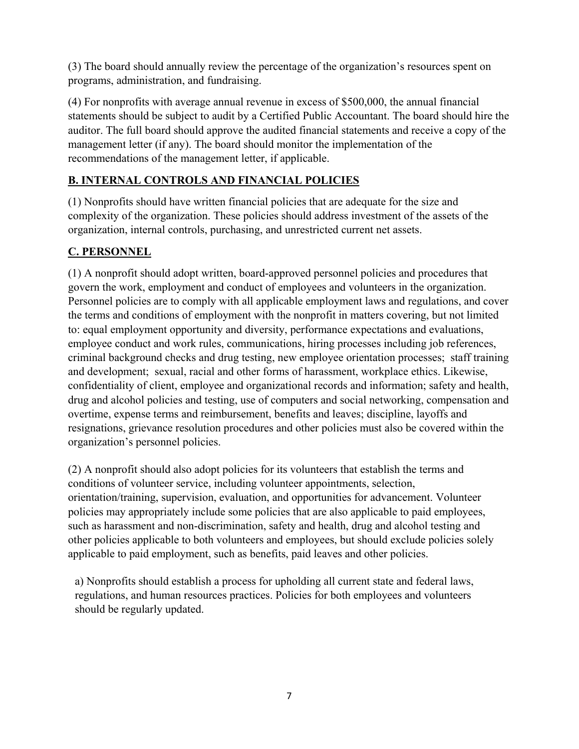(3) The board should annually review the percentage of the organization's resources spent on programs, administration, and fundraising.

(4) For nonprofits with average annual revenue in excess of $500,000, the annual financial statements should be subject to audit by a Certified Public Accountant. The board should hire the auditor. The full board should approve the audited financial statements and receive a copy of the management letter (if any). The board should monitor the implementation of the recommendations of the management letter, if applicable.

## B. INTERNAL CONTROLS AND FINANCIAL POLICIES

(1) Nonprofits should have written financial policies that are adequate for the size and complexity of the organization. These policies should address investment of the assets of the organization, internal controls, purchasing, and unrestricted current net assets.

## C. PERSONNEL

(1) A nonprofit should adopt written, board-approved personnel policies and procedures that govern the work, employment and conduct of employees and volunteers in the organization. Personnel policies are to comply with all applicable employment laws and regulations, and cover the terms and conditions of employment with the nonprofit in matters covering, but not limited to: equal employment opportunity and diversity, performance expectations and evaluations, employee conduct and work rules, communications, hiring processes including job references, criminal background checks and drug testing, new employee orientation processes; staff training and development; sexual, racial and other forms of harassment, workplace ethics. Likewise, confidentiality of client, employee and organizational records and information; safety and health, drug and alcohol policies and testing, use of computers and social networking, compensation and overtime, expense terms and reimbursement, benefits and leaves; discipline, layoffs and resignations, grievance resolution procedures and other policies must also be covered within the organization's personnel policies.

(2) A nonprofit should also adopt policies for its volunteers that establish the terms and conditions of volunteer service, including volunteer appointments, selection, orientation/training, supervision, evaluation, and opportunities for advancement. Volunteer policies may appropriately include some policies that are also applicable to paid employees, such as harassment and non-discrimination, safety and health, drug and alcohol testing and other policies applicable to both volunteers and employees, but should exclude policies solely applicable to paid employment, such as benefits, paid leaves and other policies.

a) Nonprofits should establish a process for upholding all current state and federal laws, regulations, and human resources practices. Policies for both employees and volunteers should be regularly updated.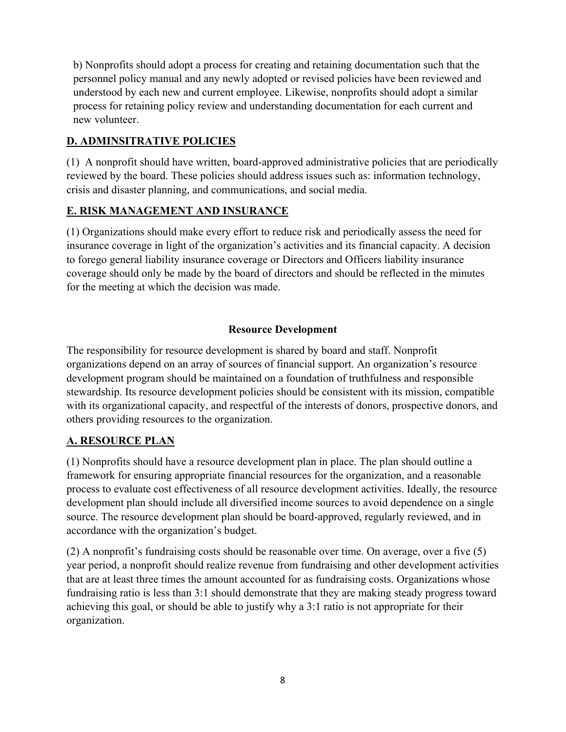b) Nonprofits should adopt a process for creating and retaining documentation such that the personnel policy manual and any newly adopted or revised policies have been reviewed and understood by each new and current employee. Likewise, nonprofits should adopt a similar process for retaining policy review and understanding documentation for each current and new volunteer.

### D. ADMINSITRATIVE POLICIES

(1) A nonprofit should have written, board-approved administrative policies that are periodically reviewed by the board. These policies should address issues such as: information technology, crisis and disaster planning, and communications, and social media.

### E. RISK MANAGEMENT AND INSURANCE

(1) Organizations should make every effort to reduce risk and periodically assess the need for insurance coverage in light of the organization's activities and its financial capacity. A decision to forego general liability insurance coverage or Directors and Officers liability insurance coverage should only be made by the board of directors and should be reflected in the minutes for the meeting at which the decision was made.

## Resource Development

The responsibility for resource development is shared by board and staff. Nonprofit organizations depend on an array of sources of financial support. An organization's resource development program should be maintained on a foundation of truthfulness and responsible stewardship. Its resource development policies should be consistent with its mission, compatible with its organizational capacity, and respectful of the interests of donors, prospective donors, and others providing resources to the organization.

### A. RESOURCE PLAN

(1) Nonprofits should have a resource development plan in place. The plan should outline a framework for ensuring appropriate financial resources for the organization, and a reasonable process to evaluate cost effectiveness of all resource development activities. Ideally, the resource development plan should include all diversified income sources to avoid dependence on a single source. The resource development plan should be board-approved, regularly reviewed, and in accordance with the organization's budget.

(2) A nonprofit's fundraising costs should be reasonable over time. On average, over a five (5) year period, a nonprofit should realize revenue from fundraising and other development activities that are at least three times the amount accounted for as fundraising costs. Organizations whose fundraising ratio is less than 3:1 should demonstrate that they are making steady progress toward achieving this goal, or should be able to justify why a 3:1 ratio is not appropriate for their organization.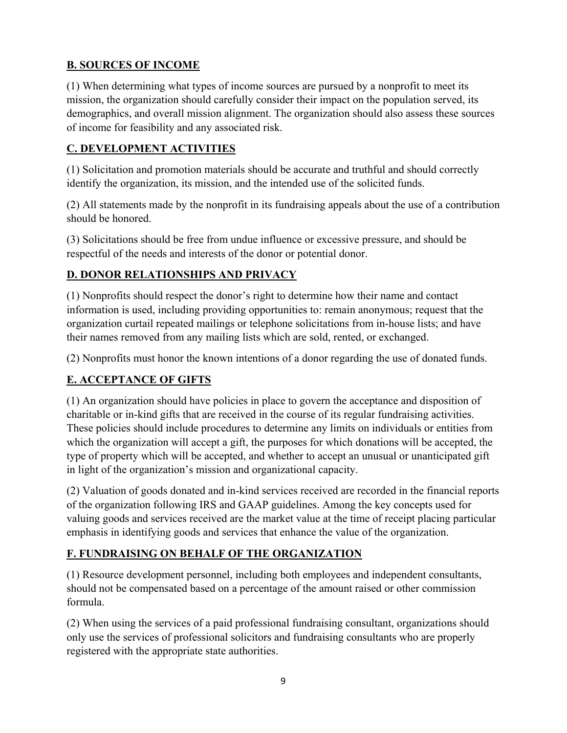## B. SOURCES OF INCOME

(1) When determining what types of income sources are pursued by a nonprofit to meet its mission, the organization should carefully consider their impact on the population served, its demographics, and overall mission alignment. The organization should also assess these sources of income for feasibility and any associated risk.

## C. DEVELOPMENT ACTIVITIES

(1) Solicitation and promotion materials should be accurate and truthful and should correctly identify the organization, its mission, and the intended use of the solicited funds.

(2) All statements made by the nonprofit in its fundraising appeals about the use of a contribution should be honored.

(3) Solicitations should be free from undue influence or excessive pressure, and should be respectful of the needs and interests of the donor or potential donor.

## D. DONOR RELATIONSHIPS AND PRIVACY

(1) Nonprofits should respect the donor's right to determine how their name and contact information is used, including providing opportunities to: remain anonymous; request that the organization curtail repeated mailings or telephone solicitations from in-house lists; and have their names removed from any mailing lists which are sold, rented, or exchanged.

(2) Nonprofits must honor the known intentions of a donor regarding the use of donated funds.

## E. ACCEPTANCE OF GIFTS

(1) An organization should have policies in place to govern the acceptance and disposition of charitable or in-kind gifts that are received in the course of its regular fundraising activities. These policies should include procedures to determine any limits on individuals or entities from which the organization will accept a gift, the purposes for which donations will be accepted, the type of property which will be accepted, and whether to accept an unusual or unanticipated gift in light of the organization's mission and organizational capacity.

(2) Valuation of goods donated and in-kind services received are recorded in the financial reports of the organization following IRS and GAAP guidelines. Among the key concepts used for valuing goods and services received are the market value at the time of receipt placing particular emphasis in identifying goods and services that enhance the value of the organization.

## F. FUNDRAISING ON BEHALF OF THE ORGANIZATION

(1) Resource development personnel, including both employees and independent consultants, should not be compensated based on a percentage of the amount raised or other commission formula.

(2) When using the services of a paid professional fundraising consultant, organizations should only use the services of professional solicitors and fundraising consultants who are properly registered with the appropriate state authorities.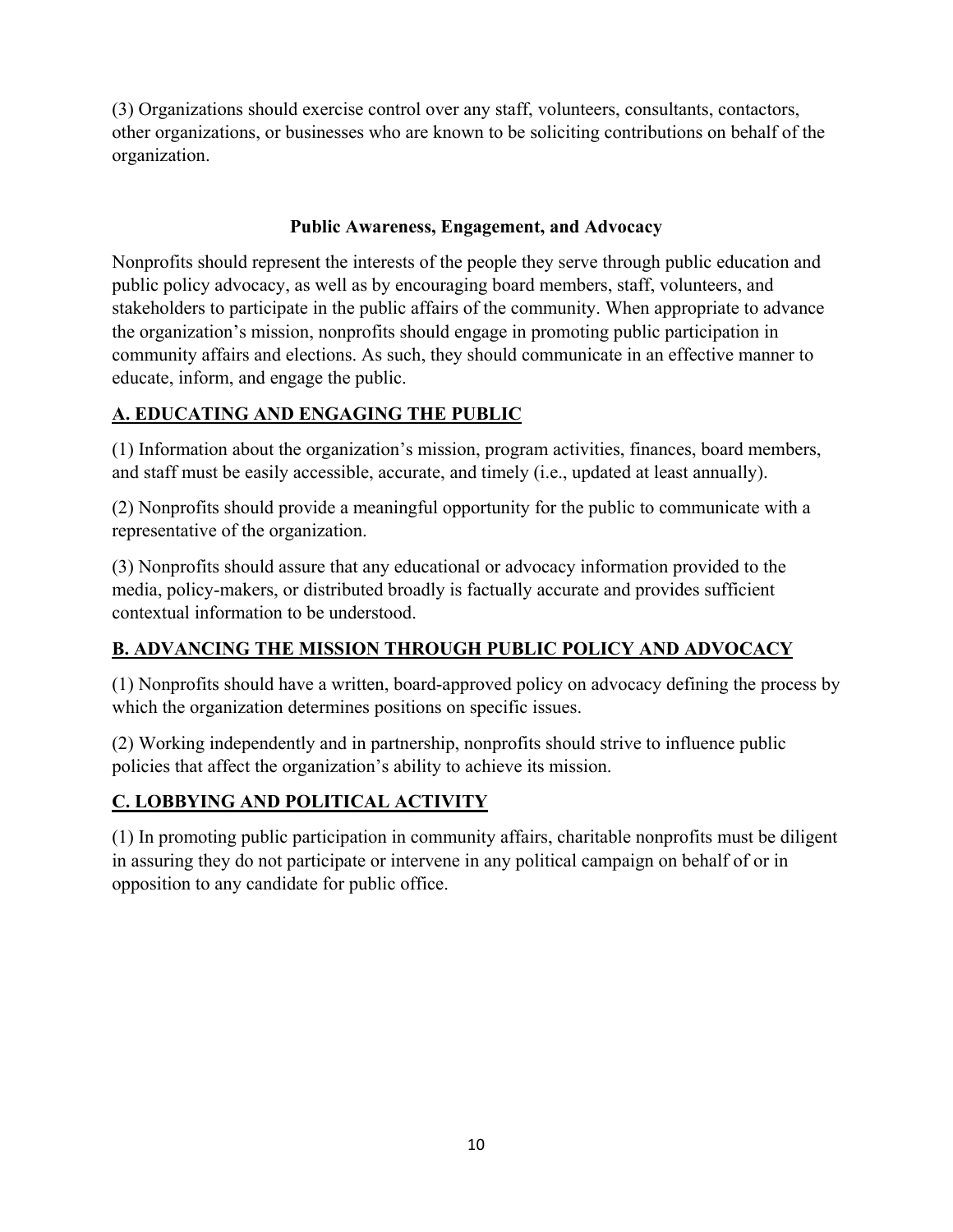(3) Organizations should exercise control over any staff, volunteers, consultants, contactors, other organizations, or businesses who are known to be soliciting contributions on behalf of the organization.

## Public Awareness, Engagement, and Advocacy

Nonprofits should represent the interests of the people they serve through public education and public policy advocacy, as well as by encouraging board members, staff, volunteers, and stakeholders to participate in the public affairs of the community. When appropriate to advance the organization's mission, nonprofits should engage in promoting public participation in community affairs and elections. As such, they should communicate in an effective manner to educate, inform, and engage the public.

### A. EDUCATING AND ENGAGING THE PUBLIC

(1) Information about the organization's mission, program activities, finances, board members, and staff must be easily accessible, accurate, and timely (i.e., updated at least annually).

(2) Nonprofits should provide a meaningful opportunity for the public to communicate with a representative of the organization.

(3) Nonprofits should assure that any educational or advocacy information provided to the media, policy-makers, or distributed broadly is factually accurate and provides sufficient contextual information to be understood.

### B. ADVANCING THE MISSION THROUGH PUBLIC POLICY AND ADVOCACY

(1) Nonprofits should have a written, board-approved policy on advocacy defining the process by which the organization determines positions on specific issues.

(2) Working independently and in partnership, nonprofits should strive to influence public policies that affect the organization's ability to achieve its mission.

### C. LOBBYING AND POLITICAL ACTIVITY

(1) In promoting public participation in community affairs, charitable nonprofits must be diligent in assuring they do not participate or intervene in any political campaign on behalf of or in opposition to any candidate for public office.